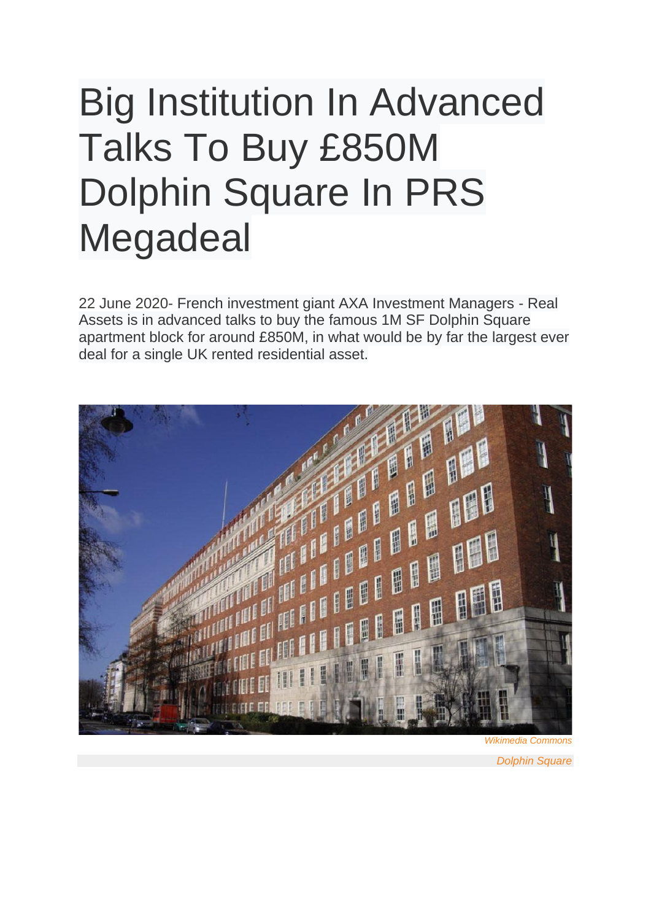# Big Institution In Advanced Talks To Buy £850M Dolphin Square In PRS Megadeal

22 June 2020- French investment giant AXA Investment Managers - Real Assets is in advanced talks to buy the famous 1M SF Dolphin Square apartment block for around £850M, in what would be by far the largest ever deal for a single UK rented residential asset.

*Wikimedia Commons*

*Dolphin Square*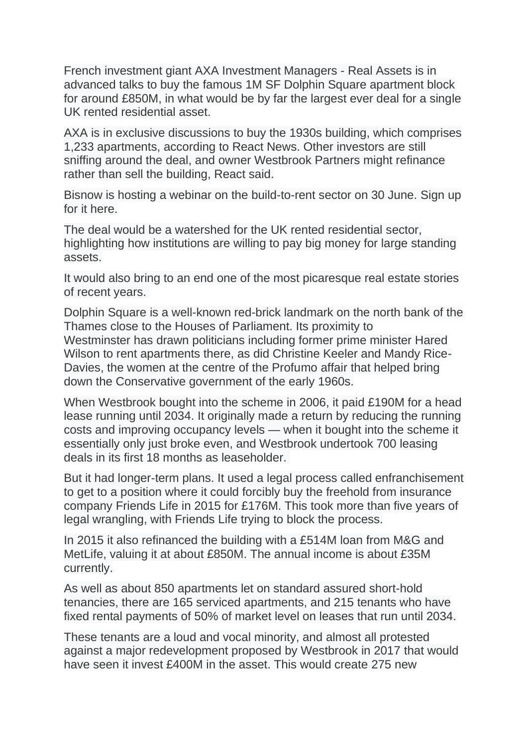French investment giant AXA Investment Managers - Real Assets is in advanced talks to buy the famous 1M SF Dolphin Square apartment block for around £850M, in what would be by far the largest ever deal for a single UK rented residential asset.

AXA is in exclusive discussions to buy the 1930s building, which comprises 1,233 apartments, according to React News. Other investors are still sniffing around the deal, and owner Westbrook Partners might refinance rather than sell the building, React said.

Bisnow is hosting a webinar on the build-to-rent sector on 30 June. Sign up for it here.

The deal would be a watershed for the UK rented residential sector, highlighting how institutions are willing to pay big money for large standing assets.

It would also bring to an end one of the most picaresque real estate stories of recent years.

Dolphin Square is a well-known red-brick landmark on the north bank of the Thames close to the Houses of Parliament. Its proximity to Westminster has drawn politicians including former prime minister Hared Wilson to rent apartments there, as did Christine Keeler and Mandy Rice-Davies, the women at the centre of the Profumo affair that helped bring down the Conservative government of the early 1960s.

When Westbrook bought into the scheme in 2006, it paid £190M for a head lease running until 2034. It originally made a return by reducing the running costs and improving occupancy levels — when it bought into the scheme it essentially only just broke even, and Westbrook undertook 700 leasing deals in its first 18 months as leaseholder.

But it had longer-term plans. It used a legal process called enfranchisement to get to a position where it could forcibly buy the freehold from insurance company Friends Life in 2015 for £176M. This took more than five years of legal wrangling, with Friends Life trying to block the process.

In 2015 it also refinanced the building with a £514M loan from M&G and MetLife, valuing it at about £850M. The annual income is about £35M currently.

As well as about 850 apartments let on standard assured short-hold tenancies, there are 165 serviced apartments, and 215 tenants who have fixed rental payments of 50% of market level on leases that run until 2034.

These tenants are a loud and vocal minority, and almost all protested against a major redevelopment proposed by Westbrook in 2017 that would have seen it invest £400M in the asset. This would create 275 new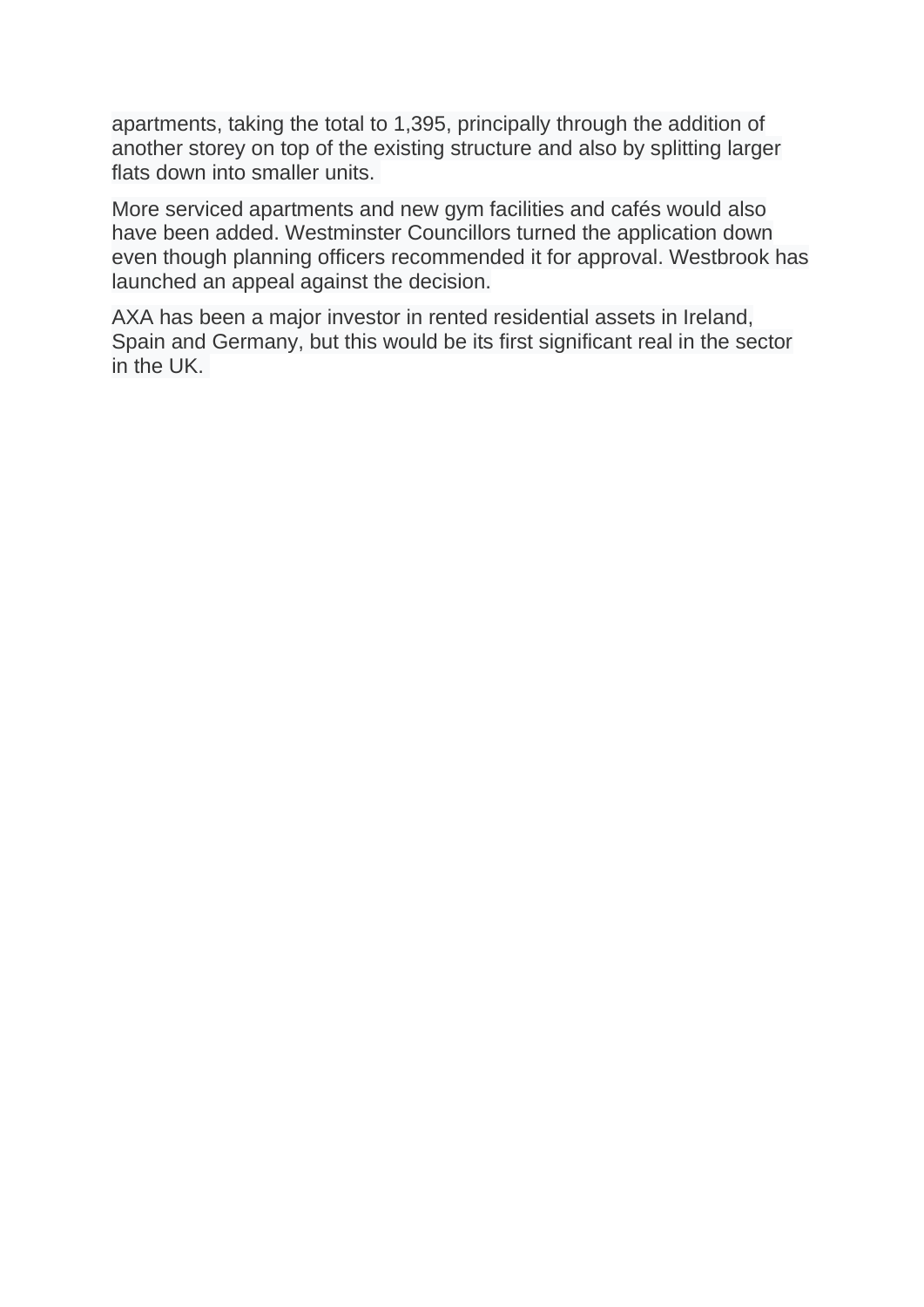apartments, taking the total to 1,395, principally through the addition of another storey on top of the existing structure and also by splitting larger flats down into smaller units.

More serviced apartments and new gym facilities and cafés would also have been added. Westminster Councillors turned the application down even though planning officers recommended it for approval. Westbrook has launched an appeal against the decision.

AXA has been a major investor in rented residential assets in Ireland, Spain and Germany, but this would be its first significant real in the sector in the UK.